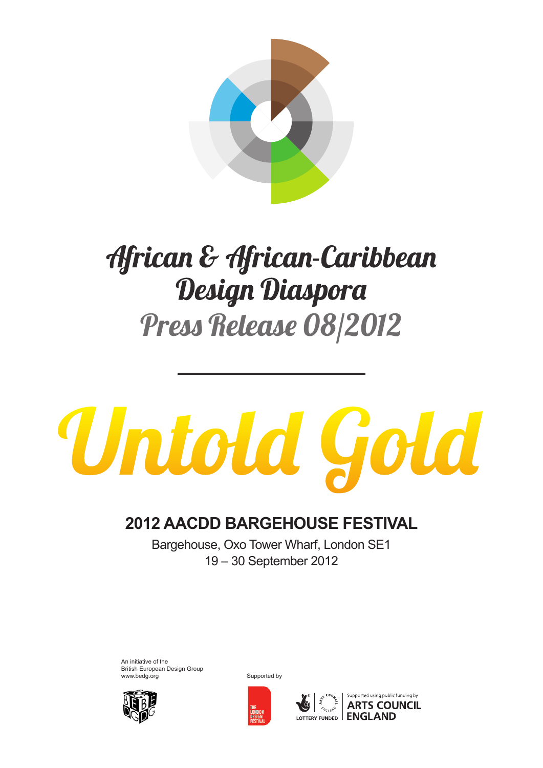# African & African-Caribbean Design Diaspora

## Press Release 08/2012

# Untold Gold

### 2012 AACDD BARGEHOUSE FESTIVAL

Bargehouse, Oxo Tower Wharf, London SE1
19 – 30 September 2012

An initiative of the
British European Design Group
www.bedg.org

Supported by

THE LONDON DESIGN FESTIVAL

LOTTERY FUNDED

Supported using public funding by
ARTS COUNCIL ENGLAND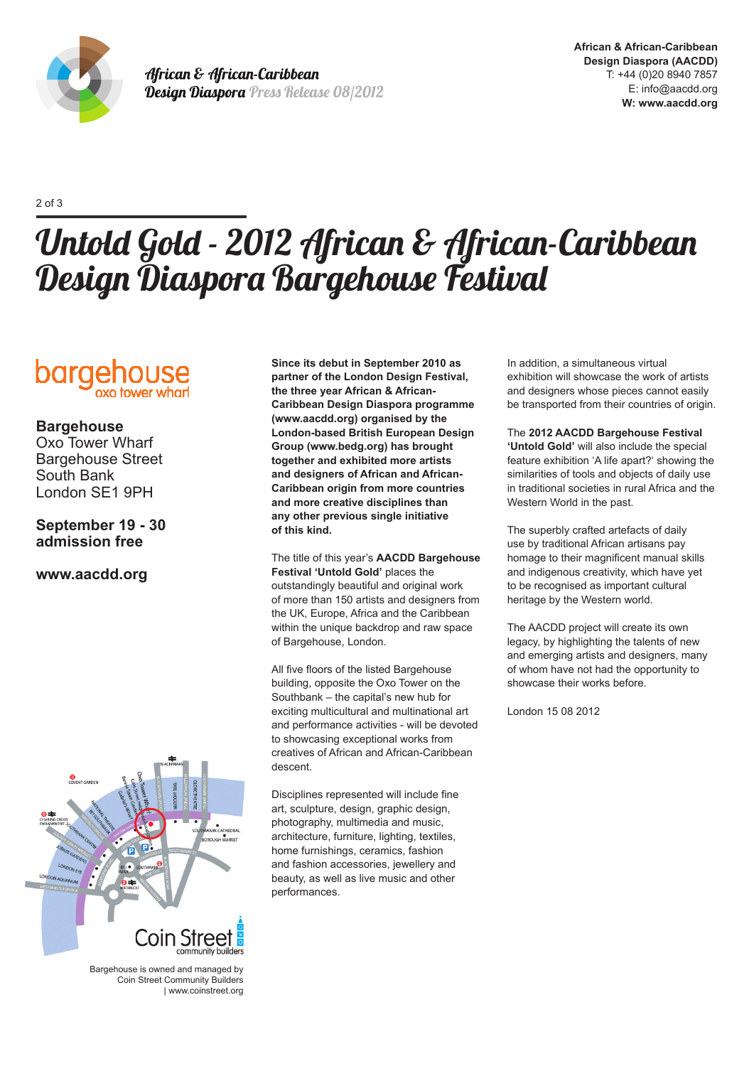African & African-Caribbean Design Diaspora Press Release 08/2012

**African & African-Caribbean Design Diaspora (AACDD)**
T: +44 (0)20 8940 7857
E: info@aacdd.org
**W: www.aacdd.org**

# Untold Gold - 2012 African & African-Caribbean Design Diaspora Bargehouse Festival

bargehouse oxo tower wharf

**Bargehouse**
Oxo Tower Wharf
Bargehouse Street
South Bank
London SE1 9PH

**September 19 - 30**
**admission free**

**www.aacdd.org**

Bargehouse is owned and managed by Coin Street Community Builders | www.coinstreet.org

**Since its debut in September 2010 as partner of the London Design Festival, the three year African & African-Caribbean Design Diaspora programme (www.aacdd.org) organised by the London-based British European Design Group (www.bedg.org) has brought together and exhibited more artists and designers of African and African-Caribbean origin from more countries and more creative disciplines than any other previous single initiative of this kind.**

The title of this year's **AACDD Bargehouse Festival 'Untold Gold'** places the outstandingly beautiful and original work of more than 150 artists and designers from the UK, Europe, Africa and the Caribbean within the unique backdrop and raw space of Bargehouse, London.

All five floors of the listed Bargehouse building, opposite the Oxo Tower on the Southbank – the capital's new hub for exciting multicultural and multinational art and performance activities - will be devoted to showcasing exceptional works from creatives of African and African-Caribbean descent.

Disciplines represented will include fine art, sculpture, design, graphic design, photography, multimedia and music, architecture, furniture, lighting, textiles, home furnishings, ceramics, fashion and fashion accessories, jewellery and beauty, as well as live music and other performances.

In addition, a simultaneous virtual exhibition will showcase the work of artists and designers whose pieces cannot easily be transported from their countries of origin.

The **2012 AACDD Bargehouse Festival 'Untold Gold'** will also include the special feature exhibition 'A life apart?' showing the similarities of tools and objects of daily use in traditional societies in rural Africa and the Western World in the past.

The superbly crafted artefacts of daily use by traditional African artisans pay homage to their magnificent manual skills and indigenous creativity, which have yet to be recognised as important cultural heritage by the Western world.

The AACDD project will create its own legacy, by highlighting the talents of new and emerging artists and designers, many of whom have not had the opportunity to showcase their works before.

London 15 08 2012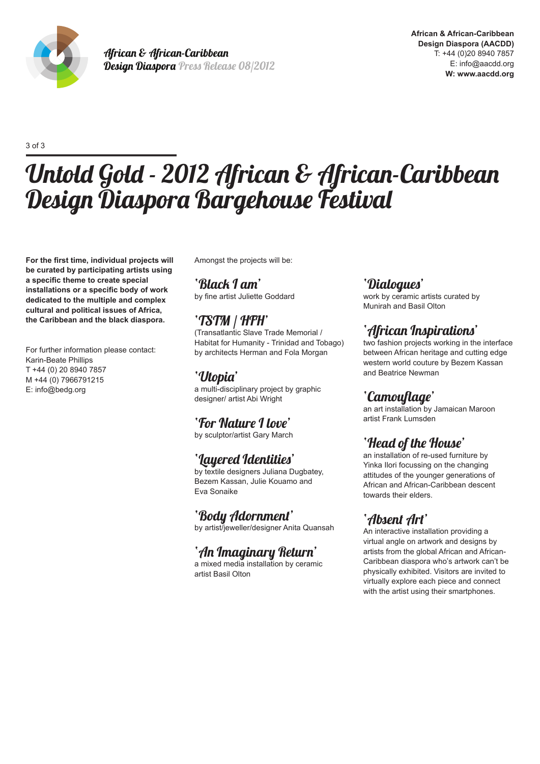African & African-Caribbean Design Diaspora Press Release 08/2012

**African & African-Caribbean Design Diaspora (AACDD)**
T: +44 (0)20 8940 7857
E: info@aacdd.org
**W: www.aacdd.org**

# Untold Gold - 2012 African & African-Caribbean Design Diaspora Bargehouse Festival

**For the first time, individual projects will be curated by participating artists using a specific theme to create special installations or a specific body of work dedicated to the multiple and complex cultural and political issues of Africa, the Caribbean and the black diaspora.**

For further information please contact:
Karin-Beate Phillips
T +44 (0) 20 8940 7857
M +44 (0) 7966791215
E: info@bedg.org

Amongst the projects will be:

## 'Black I am'
by fine artist Juliette Goddard

## 'TSTM | HFH'
(Transatlantic Slave Trade Memorial / Habitat for Humanity - Trinidad and Tobago) by architects Herman and Fola Morgan

## 'Utopia'
a multi-disciplinary project by graphic designer/ artist Abi Wright

## 'For Nature I love'
by sculptor/artist Gary March

## 'Layered Identities'
by textile designers Juliana Dugbatey, Bezem Kassan, Julie Kouamo and Eva Sonaike

## 'Body Adornment'
by artist/jeweller/designer Anita Quansah

## 'An Imaginary Return'
a mixed media installation by ceramic artist Basil Olton

## 'Dialogues'
work by ceramic artists curated by Munirah and Basil Olton

## 'African Inspirations'
two fashion projects working in the interface between African heritage and cutting edge western world couture by Bezem Kassan and Beatrice Newman

## 'Camouflage'
an art installation by Jamaican Maroon artist Frank Lumsden

## 'Head of the House'
an installation of re-used furniture by Yinka Ilori focussing on the changing attitudes of the younger generations of African and African-Caribbean descent towards their elders.

## 'Absent Art'
An interactive installation providing a virtual angle on artwork and designs by artists from the global African and African-Caribbean diaspora who's artwork can't be physically exhibited. Visitors are invited to virtually explore each piece and connect with the artist using their smartphones.